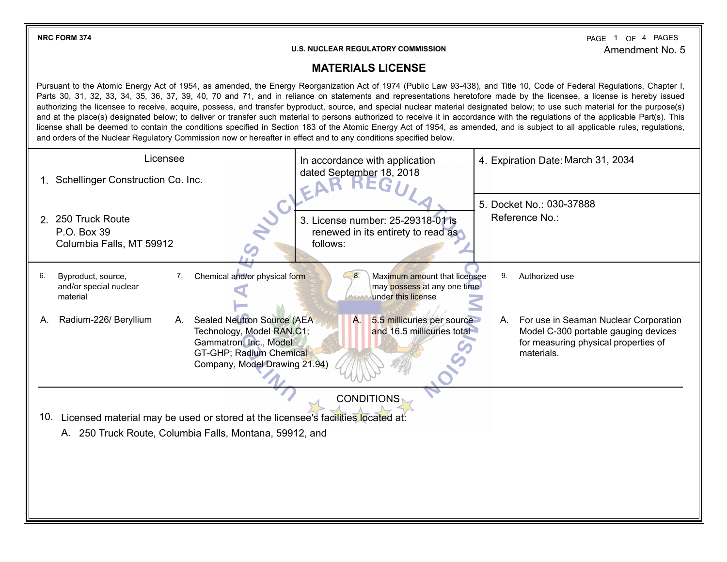NRC FORM 374

U.S. NUCLEAR REGULATORY COMMISSION

Amendment No. 5

# MATERIALS LICENSE

Pursuant to the Atomic Energy Act of 1954, as amended, the Energy Reorganization Act of 1974 (Public Law 93-438), and Title 10, Code of Federal Regulations, Chapter I, Parts 30, 31, 32, 33, 34, 35, 36, 37, 39, 40, 70 and 71, and in reliance on statements and representations heretofore made by the licensee, a license is hereby issued authorizing the licensee to receive, acquire, possess, and transfer byproduct, source, and special nuclear material designated below; to use such material for the purpose(s) and at the place(s) designated below; to deliver or transfer such material to persons authorized to receive it in accordance with the regulations of the applicable Part(s). This license shall be deemed to contain the conditions specified in Section 183 of the Atomic Energy Act of 1954, as amended, and is subject to all applicable rules, regulations, and orders of the Nuclear Regulatory Commission now or hereafter in effect and to any conditions specified below.

| Licensee | In accordance with application dated September 18, 2018 | 4. Expiration Date: March 31, 2034 |
|---|---|---|
| 1. Schellinger Construction Co. Inc. | | |
| 2. 250 Truck Route<br>P.O. Box 39<br>Columbia Falls, MT 59912 | 3. License number: 25-29318-01 is renewed in its entirety to read as follows: | 5. Docket No.: 030-37888<br>Reference No.: |

| 6. Byproduct, source, and/or special nuclear material | 7. Chemical and/or physical form | 8. Maximum amount that licensee may possess at any one time under this license | 9. Authorized use |
|---|---|---|---|
| A. Radium-226/ Beryllium | A. Sealed Neutron Source (AEA Technology, Model RAN.C1; Gammatron, Inc., Model GT-GHP; Radium Chemical Company, Model Drawing 21.94) | A. 5.5 millicuries per source and 16.5 millicuries total | A. For use in Seaman Nuclear Corporation Model C-300 portable gauging devices for measuring physical properties of materials. |

## CONDITIONS

10. Licensed material may be used or stored at the licensee's facilities located at:

    A. 250 Truck Route, Columbia Falls, Montana, 59912, and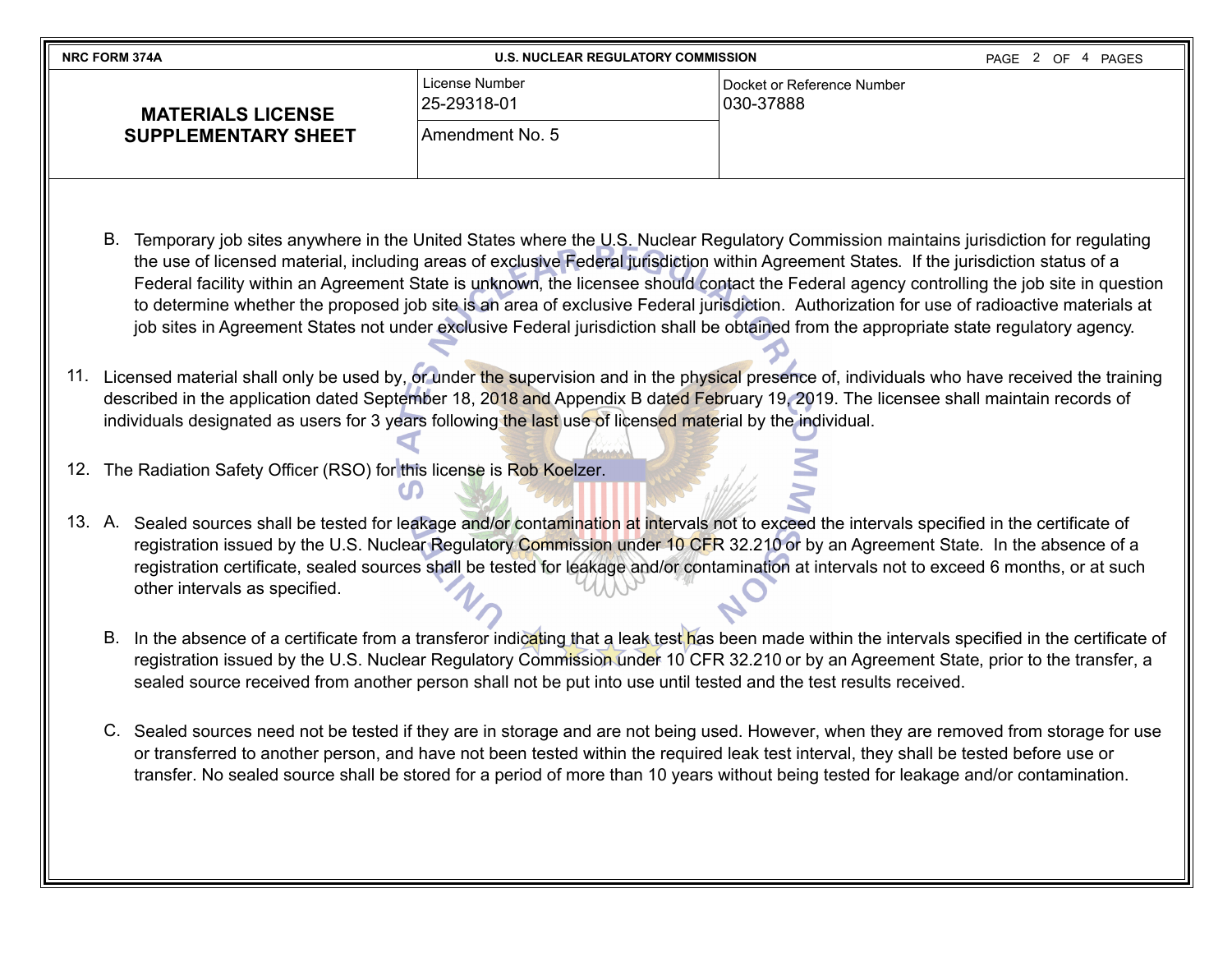| NRC FORM 374A | U.S. NUCLEAR REGULATORY COMMISSION | |
|---|---|---|
| **MATERIALS LICENSE SUPPLEMENTARY SHEET** | License Number 25-29318-01 | Docket or Reference Number 030-37888 |
| | Amendment No. 5 | |

B. Temporary job sites anywhere in the United States where the U.S. Nuclear Regulatory Commission maintains jurisdiction for regulating the use of licensed material, including areas of exclusive Federal jurisdiction within Agreement States. If the jurisdiction status of a Federal facility within an Agreement State is unknown, the licensee should contact the Federal agency controlling the job site in question to determine whether the proposed job site is an area of exclusive Federal jurisdiction. Authorization for use of radioactive materials at job sites in Agreement States not under exclusive Federal jurisdiction shall be obtained from the appropriate state regulatory agency.

11. Licensed material shall only be used by, or under the supervision and in the physical presence of, individuals who have received the training described in the application dated September 18, 2018 and Appendix B dated February 19, 2019. The licensee shall maintain records of individuals designated as users for 3 years following the last use of licensed material by the individual.

12. The Radiation Safety Officer (RSO) for this license is Rob Koelzer.

13. A. Sealed sources shall be tested for leakage and/or contamination at intervals not to exceed the intervals specified in the certificate of registration issued by the U.S. Nuclear Regulatory Commission under 10 CFR 32.210 or by an Agreement State. In the absence of a registration certificate, sealed sources shall be tested for leakage and/or contamination at intervals not to exceed 6 months, or at such other intervals as specified.

B. In the absence of a certificate from a transferor indicating that a leak test has been made within the intervals specified in the certificate of registration issued by the U.S. Nuclear Regulatory Commission under 10 CFR 32.210 or by an Agreement State, prior to the transfer, a sealed source received from another person shall not be put into use until tested and the test results received.

C. Sealed sources need not be tested if they are in storage and are not being used. However, when they are removed from storage for use or transferred to another person, and have not been tested within the required leak test interval, they shall be tested before use or transfer. No sealed source shall be stored for a period of more than 10 years without being tested for leakage and/or contamination.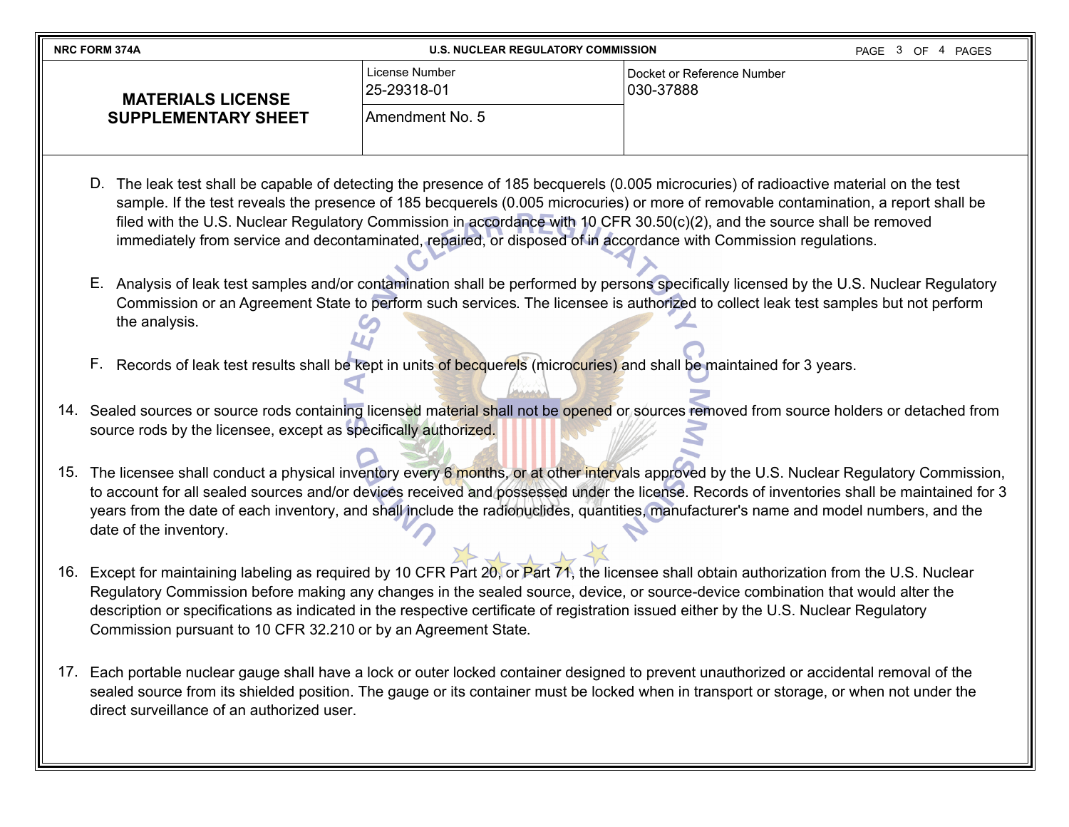| NRC FORM 374A | U.S. NUCLEAR REGULATORY COMMISSION | |
|---|---|---|
| **MATERIALS LICENSE SUPPLEMENTARY SHEET** | License Number 25-29318-01 | Docket or Reference Number 030-37888 |
| | Amendment No. 5 | |

D. The leak test shall be capable of detecting the presence of 185 becquerels (0.005 microcuries) of radioactive material on the test sample. If the test reveals the presence of 185 becquerels (0.005 microcuries) or more of removable contamination, a report shall be filed with the U.S. Nuclear Regulatory Commission in accordance with 10 CFR 30.50(c)(2), and the source shall be removed immediately from service and decontaminated, repaired, or disposed of in accordance with Commission regulations.

E. Analysis of leak test samples and/or contamination shall be performed by persons specifically licensed by the U.S. Nuclear Regulatory Commission or an Agreement State to perform such services. The licensee is authorized to collect leak test samples but not perform the analysis.

F. Records of leak test results shall be kept in units of becquerels (microcuries) and shall be maintained for 3 years.

14. Sealed sources or source rods containing licensed material shall not be opened or sources removed from source holders or detached from source rods by the licensee, except as specifically authorized.

15. The licensee shall conduct a physical inventory every 6 months, or at other intervals approved by the U.S. Nuclear Regulatory Commission, to account for all sealed sources and/or devices received and possessed under the license. Records of inventories shall be maintained for 3 years from the date of each inventory, and shall include the radionuclides, quantities, manufacturer's name and model numbers, and the date of the inventory.

16. Except for maintaining labeling as required by 10 CFR Part 20, or Part 71, the licensee shall obtain authorization from the U.S. Nuclear Regulatory Commission before making any changes in the sealed source, device, or source-device combination that would alter the description or specifications as indicated in the respective certificate of registration issued either by the U.S. Nuclear Regulatory Commission pursuant to 10 CFR 32.210 or by an Agreement State.

17. Each portable nuclear gauge shall have a lock or outer locked container designed to prevent unauthorized or accidental removal of the sealed source from its shielded position. The gauge or its container must be locked when in transport or storage, or when not under the direct surveillance of an authorized user.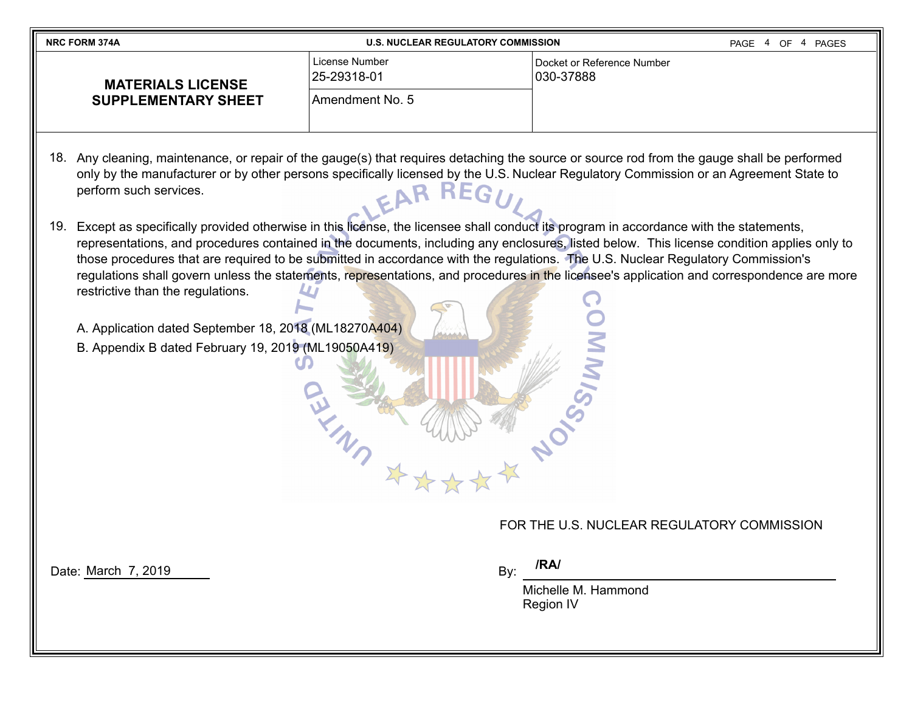NRC FORM 374A — U.S. NUCLEAR REGULATORY COMMISSION

| **MATERIALS LICENSE SUPPLEMENTARY SHEET** | License Number 25-29318-01 | Docket or Reference Number 030-37888 |
|---|---|---|
| | Amendment No. 5 | |

18. Any cleaning, maintenance, or repair of the gauge(s) that requires detaching the source or source rod from the gauge shall be performed only by the manufacturer or by other persons specifically licensed by the U.S. Nuclear Regulatory Commission or an Agreement State to perform such services.

19. Except as specifically provided otherwise in this license, the licensee shall conduct its program in accordance with the statements, representations, and procedures contained in the documents, including any enclosures, listed below. This license condition applies only to those procedures that are required to be submitted in accordance with the regulations. The U.S. Nuclear Regulatory Commission's regulations shall govern unless the statements, representations, and procedures in the licensee's application and correspondence are more restrictive than the regulations.

    A. Application dated September 18, 2018 (ML18270A404)

    B. Appendix B dated February 19, 2019 (ML19050A419)

FOR THE U.S. NUCLEAR REGULATORY COMMISSION

Date: March 7, 2019

By: /RA/

Michelle M. Hammond
Region IV